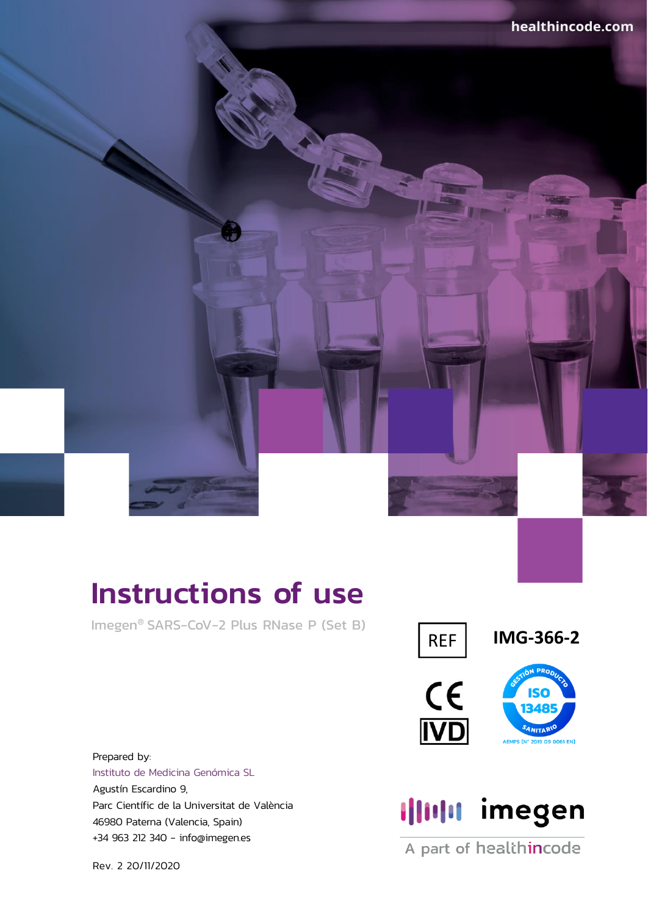healthincode.com

# Instructions of use

Imegen® SARS-CoV-2 Plus RNase P (Set B)

REF **IMG-366-2**

CE IVD

ISO 13485 — GESTIÓN PRODUCTO SANITARIO — AEMPS [Nº 2019 09 0061 EN]

Prepared by:
Instituto de Medicina Genómica SL
Agustín Escardino 9,
Parc Científic de la Universitat de València
46980 Paterna (Valencia, Spain)
+34 963 212 340 - info@imegen.es

imegen
A part of healthincode

Rev. 2 20/11/2020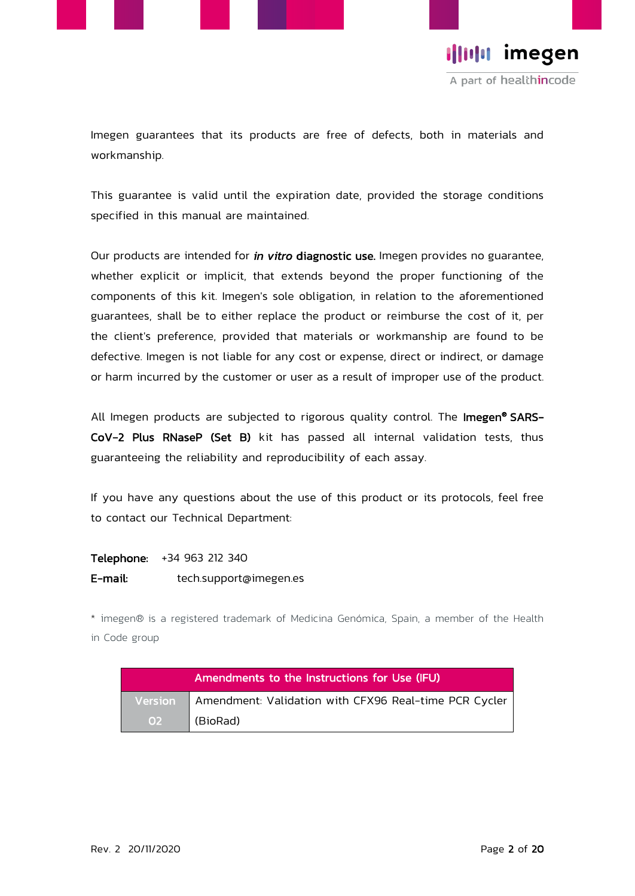Imegen guarantees that its products are free of defects, both in materials and workmanship.

This guarantee is valid until the expiration date, provided the storage conditions specified in this manual are maintained.

Our products are intended for ***in vitro* diagnostic use.** Imegen provides no guarantee, whether explicit or implicit, that extends beyond the proper functioning of the components of this kit. Imegen's sole obligation, in relation to the aforementioned guarantees, shall be to either replace the product or reimburse the cost of it, per the client's preference, provided that materials or workmanship are found to be defective. Imegen is not liable for any cost or expense, direct or indirect, or damage or harm incurred by the customer or user as a result of improper use of the product.

All Imegen products are subjected to rigorous quality control. The **Imegen® SARS-CoV-2 Plus RNaseP (Set B)** kit has passed all internal validation tests, thus guaranteeing the reliability and reproducibility of each assay.

If you have any questions about the use of this product or its protocols, feel free to contact our Technical Department:

**Telephone:** +34 963 212 340
**E-mail:** tech.support@imegen.es

\* imegen® is a registered trademark of Medicina Genómica, Spain, a member of the Health in Code group

| Amendments to the Instructions for Use (IFU) | |
|---|---|
| Version 02 | Amendment: Validation with CFX96 Real-time PCR Cycler (BioRad) |

Rev. 2 20/11/2020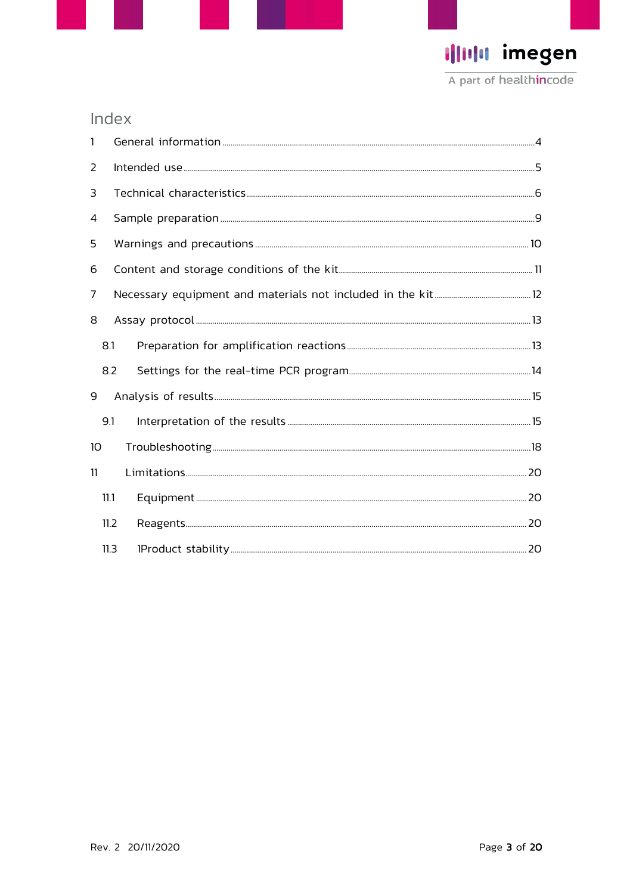# Index

| | | |
|---|---|---|
| 1 | General information | 4 |
| 2 | Intended use | 5 |
| 3 | Technical characteristics | 6 |
| 4 | Sample preparation | 9 |
| 5 | Warnings and precautions | 10 |
| 6 | Content and storage conditions of the kit | 11 |
| 7 | Necessary equipment and materials not included in the kit | 12 |
| 8 | Assay protocol | 13 |
| 8.1 | Preparation for amplification reactions | 13 |
| 8.2 | Settings for the real-time PCR program | 14 |
| 9 | Analysis of results | 15 |
| 9.1 | Interpretation of the results | 15 |
| 10 | Troubleshooting | 18 |
| 11 | Limitations | 20 |
| 11.1 | Equipment | 20 |
| 11.2 | Reagents | 20 |
| 11.3 | 1Product stability | 20 |

Rev. 2 20/11/2020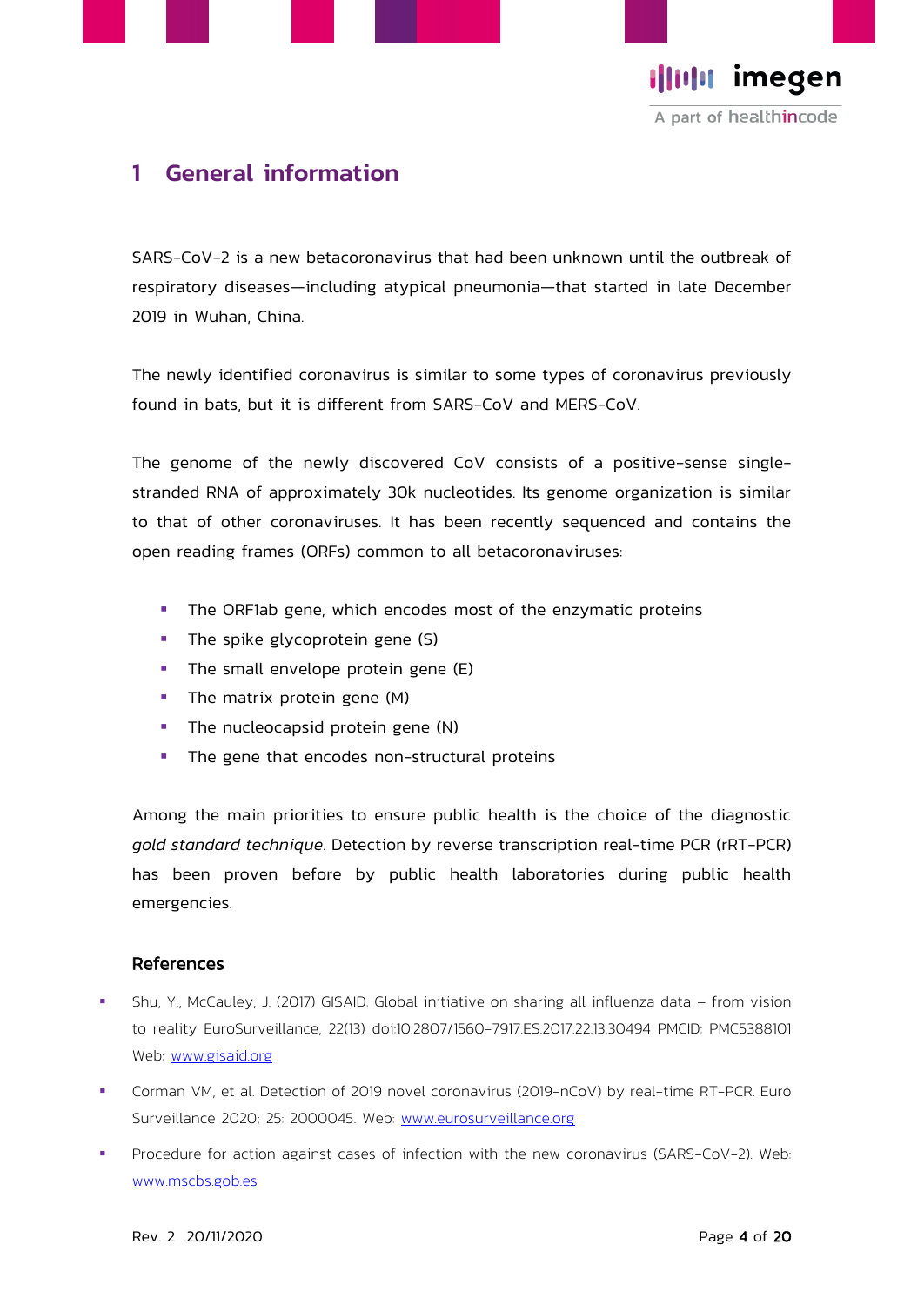# 1 General information

SARS-CoV-2 is a new betacoronavirus that had been unknown until the outbreak of respiratory diseases—including atypical pneumonia—that started in late December 2019 in Wuhan, China.

The newly identified coronavirus is similar to some types of coronavirus previously found in bats, but it is different from SARS-CoV and MERS-CoV.

The genome of the newly discovered CoV consists of a positive-sense single-stranded RNA of approximately 30k nucleotides. Its genome organization is similar to that of other coronaviruses. It has been recently sequenced and contains the open reading frames (ORFs) common to all betacoronaviruses:

- The ORF1ab gene, which encodes most of the enzymatic proteins
- The spike glycoprotein gene (S)
- The small envelope protein gene (E)
- The matrix protein gene (M)
- The nucleocapsid protein gene (N)
- The gene that encodes non-structural proteins

Among the main priorities to ensure public health is the choice of the diagnostic *gold standard technique*. Detection by reverse transcription real-time PCR (rRT-PCR) has been proven before by public health laboratories during public health emergencies.

### References

- Shu, Y., McCauley, J. (2017) GISAID: Global initiative on sharing all influenza data – from vision to reality EuroSurveillance, 22(13) doi:10.2807/1560-7917.ES.2017.22.13.30494 PMCID: PMC5388101 Web: www.gisaid.org
- Corman VM, et al. Detection of 2019 novel coronavirus (2019-nCoV) by real-time RT-PCR. Euro Surveillance 2020; 25: 2000045. Web: www.eurosurveillance.org
- Procedure for action against cases of infection with the new coronavirus (SARS-CoV-2). Web: www.mscbs.gob.es

Rev. 2 20/11/2020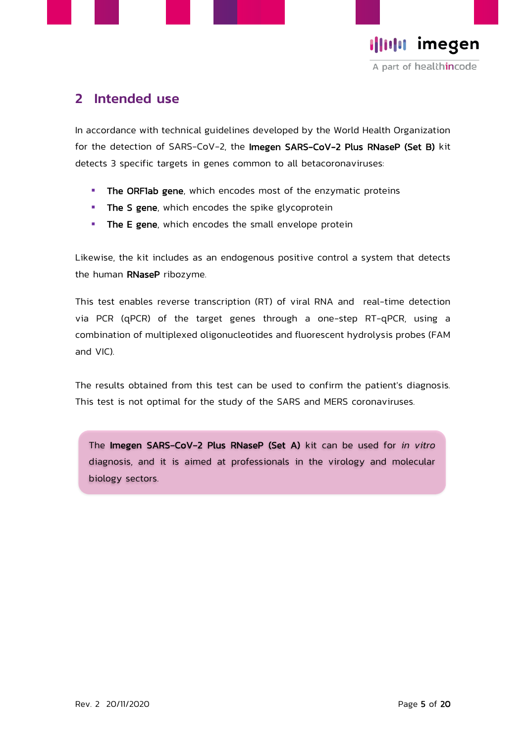## 2 Intended use

In accordance with technical guidelines developed by the World Health Organization for the detection of SARS-CoV-2, the **Imegen SARS-CoV-2 Plus RNaseP (Set B)** kit detects 3 specific targets in genes common to all betacoronaviruses:

- **The ORF1ab gene**, which encodes most of the enzymatic proteins
- **The S gene**, which encodes the spike glycoprotein
- **The E gene**, which encodes the small envelope protein

Likewise, the kit includes as an endogenous positive control a system that detects the human **RNaseP** ribozyme.

This test enables reverse transcription (RT) of viral RNA and real-time detection via PCR (qPCR) of the target genes through a one-step RT-qPCR, using a combination of multiplexed oligonucleotides and fluorescent hydrolysis probes (FAM and VIC).

The results obtained from this test can be used to confirm the patient's diagnosis. This test is not optimal for the study of the SARS and MERS coronaviruses.

The **Imegen SARS-CoV-2 Plus RNaseP (Set A)** kit can be used for *in vitro* diagnosis, and it is aimed at professionals in the virology and molecular biology sectors.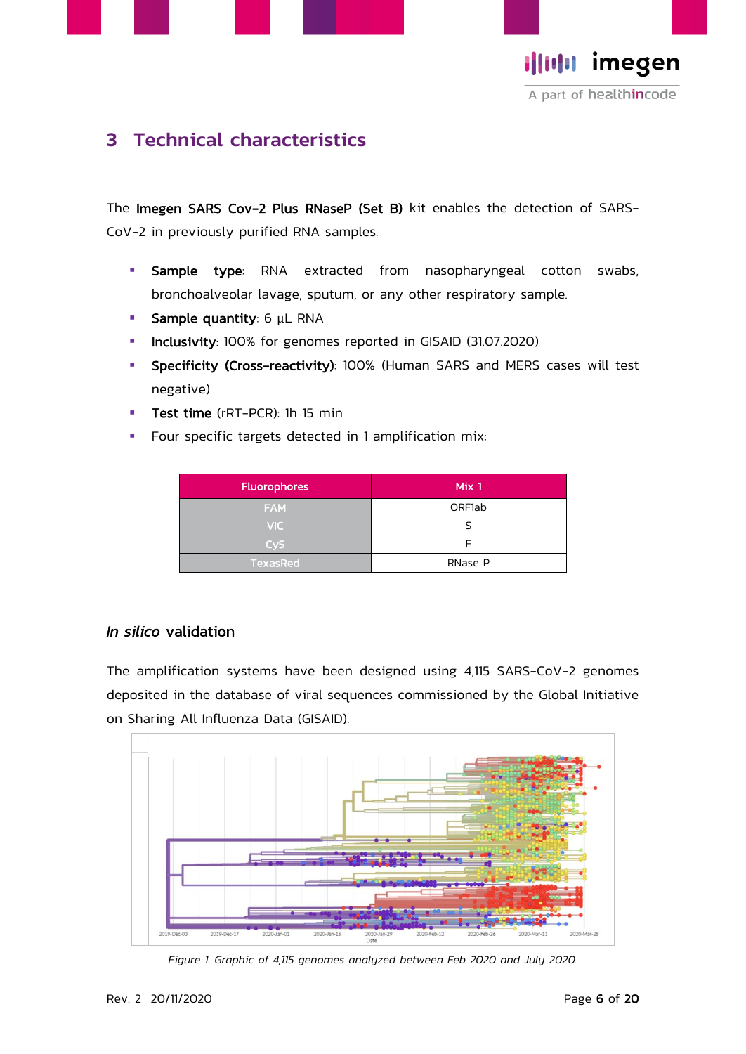# 3 Technical characteristics

The **Imegen SARS Cov-2 Plus RNaseP (Set B)** kit enables the detection of SARS-CoV-2 in previously purified RNA samples.

- **Sample type**: RNA extracted from nasopharyngeal cotton swabs, bronchoalveolar lavage, sputum, or any other respiratory sample.
- **Sample quantity**: 6 µL RNA
- **Inclusivity**: 100% for genomes reported in GISAID (31.07.2020)
- **Specificity (Cross-reactivity)**: 100% (Human SARS and MERS cases will test negative)
- **Test time** (rRT-PCR): 1h 15 min
- Four specific targets detected in 1 amplification mix:

| Fluorophores | Mix 1 |
|---|---|
| FAM | ORF1ab |
| VIC | S |
| Cy5 | E |
| TexasRed | RNase P |

### *In silico* validation

The amplification systems have been designed using 4,115 SARS-CoV-2 genomes deposited in the database of viral sequences commissioned by the Global Initiative on Sharing All Influenza Data (GISAID).

*Figure 1. Graphic of 4,115 genomes analyzed between Feb 2020 and July 2020.*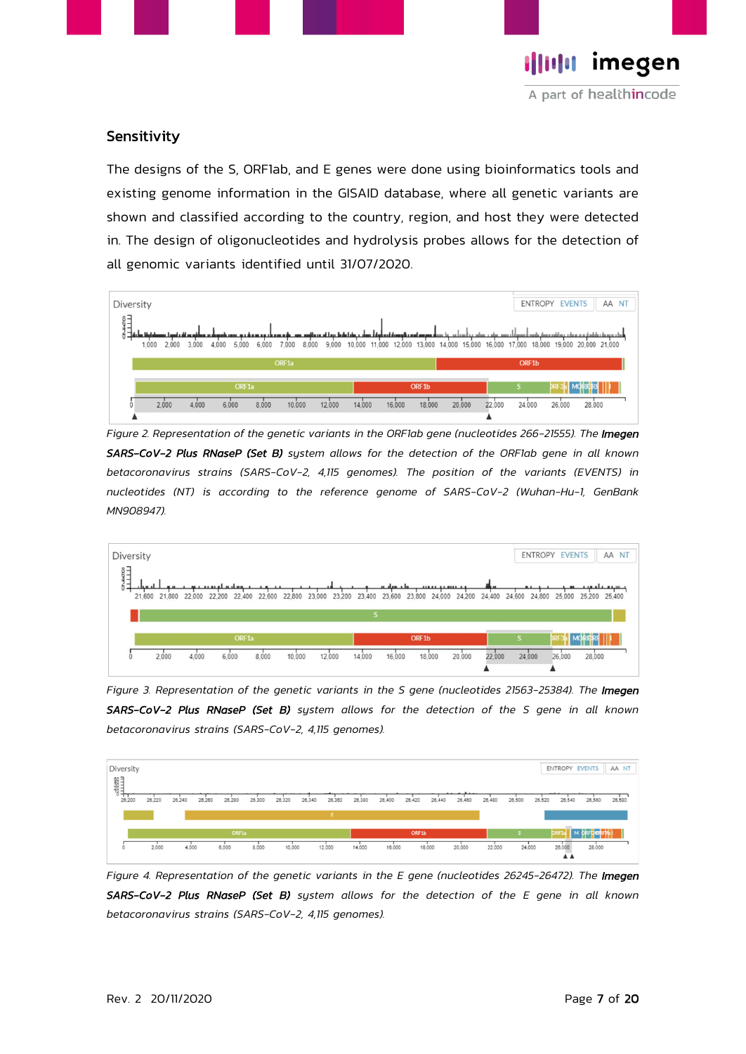## Sensitivity

The designs of the S, ORF1ab, and E genes were done using bioinformatics tools and existing genome information in the GISAID database, where all genetic variants are shown and classified according to the country, region, and host they were detected in. The design of oligonucleotides and hydrolysis probes allows for the detection of all genomic variants identified until 31/07/2020.

*Figure 2. Representation of the genetic variants in the ORF1ab gene (nucleotides 266-21555). The* ***Imegen SARS-CoV-2 Plus RNaseP (Set B)*** *system allows for the detection of the ORF1ab gene in all known betacoronavirus strains (SARS-CoV-2, 4,115 genomes). The position of the variants (EVENTS) in nucleotides (NT) is according to the reference genome of SARS-CoV-2 (Wuhan-Hu-1, GenBank MN908947).*

*Figure 3. Representation of the genetic variants in the S gene (nucleotides 21563-25384). The* ***Imegen SARS-CoV-2 Plus RNaseP (Set B)*** *system allows for the detection of the S gene in all known betacoronavirus strains (SARS-CoV-2, 4,115 genomes).*

*Figure 4. Representation of the genetic variants in the E gene (nucleotides 26245-26472). The* ***Imegen SARS-CoV-2 Plus RNaseP (Set B)*** *system allows for the detection of the E gene in all known betacoronavirus strains (SARS-CoV-2, 4,115 genomes).*

Rev. 2 20/11/2020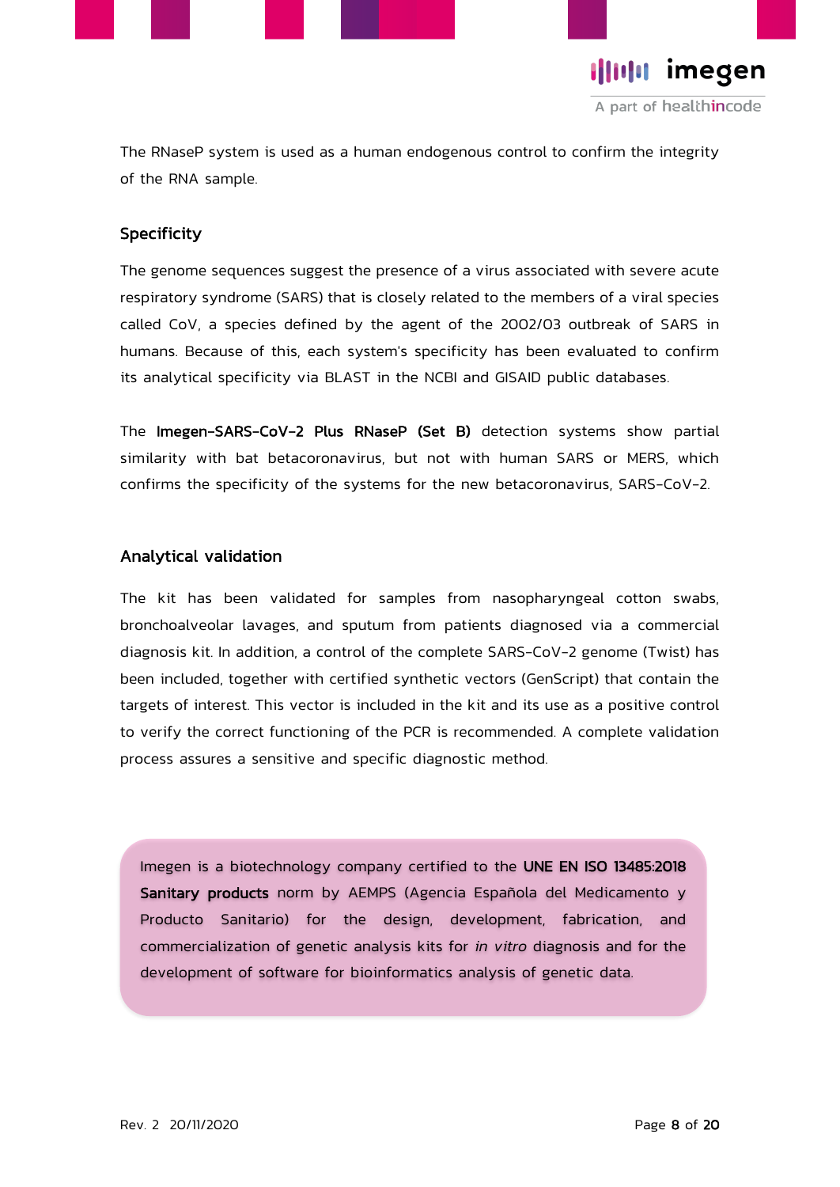The RNaseP system is used as a human endogenous control to confirm the integrity of the RNA sample.

## Specificity

The genome sequences suggest the presence of a virus associated with severe acute respiratory syndrome (SARS) that is closely related to the members of a viral species called CoV, a species defined by the agent of the 2002/03 outbreak of SARS in humans. Because of this, each system's specificity has been evaluated to confirm its analytical specificity via BLAST in the NCBI and GISAID public databases.

The **Imegen-SARS-CoV-2 Plus RNaseP (Set B)** detection systems show partial similarity with bat betacoronavirus, but not with human SARS or MERS, which confirms the specificity of the systems for the new betacoronavirus, SARS-CoV-2.

## Analytical validation

The kit has been validated for samples from nasopharyngeal cotton swabs, bronchoalveolar lavages, and sputum from patients diagnosed via a commercial diagnosis kit. In addition, a control of the complete SARS-CoV-2 genome (Twist) has been included, together with certified synthetic vectors (GenScript) that contain the targets of interest. This vector is included in the kit and its use as a positive control to verify the correct functioning of the PCR is recommended. A complete validation process assures a sensitive and specific diagnostic method.

Imegen is a biotechnology company certified to the **UNE EN ISO 13485:2018 Sanitary products** norm by AEMPS (Agencia Española del Medicamento y Producto Sanitario) for the design, development, fabrication, and commercialization of genetic analysis kits for *in vitro* diagnosis and for the development of software for bioinformatics analysis of genetic data.

Rev. 2 20/11/2020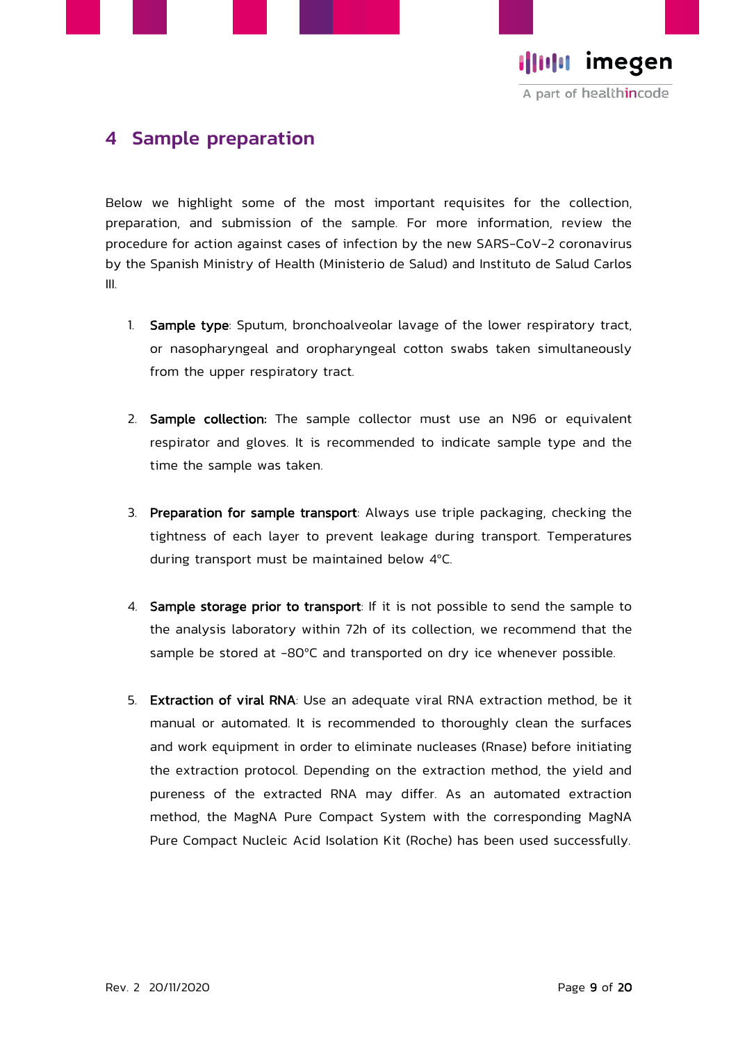## 4 Sample preparation

Below we highlight some of the most important requisites for the collection, preparation, and submission of the sample. For more information, review the procedure for action against cases of infection by the new SARS-CoV-2 coronavirus by the Spanish Ministry of Health (Ministerio de Salud) and Instituto de Salud Carlos III.

1. **Sample type**: Sputum, bronchoalveolar lavage of the lower respiratory tract, or nasopharyngeal and oropharyngeal cotton swabs taken simultaneously from the upper respiratory tract.

2. **Sample collection:** The sample collector must use an N96 or equivalent respirator and gloves. It is recommended to indicate sample type and the time the sample was taken.

3. **Preparation for sample transport**: Always use triple packaging, checking the tightness of each layer to prevent leakage during transport. Temperatures during transport must be maintained below 4ºC.

4. **Sample storage prior to transport**: If it is not possible to send the sample to the analysis laboratory within 72h of its collection, we recommend that the sample be stored at -80ºC and transported on dry ice whenever possible.

5. **Extraction of viral RNA**: Use an adequate viral RNA extraction method, be it manual or automated. It is recommended to thoroughly clean the surfaces and work equipment in order to eliminate nucleases (Rnase) before initiating the extraction protocol. Depending on the extraction method, the yield and pureness of the extracted RNA may differ. As an automated extraction method, the MagNA Pure Compact System with the corresponding MagNA Pure Compact Nucleic Acid Isolation Kit (Roche) has been used successfully.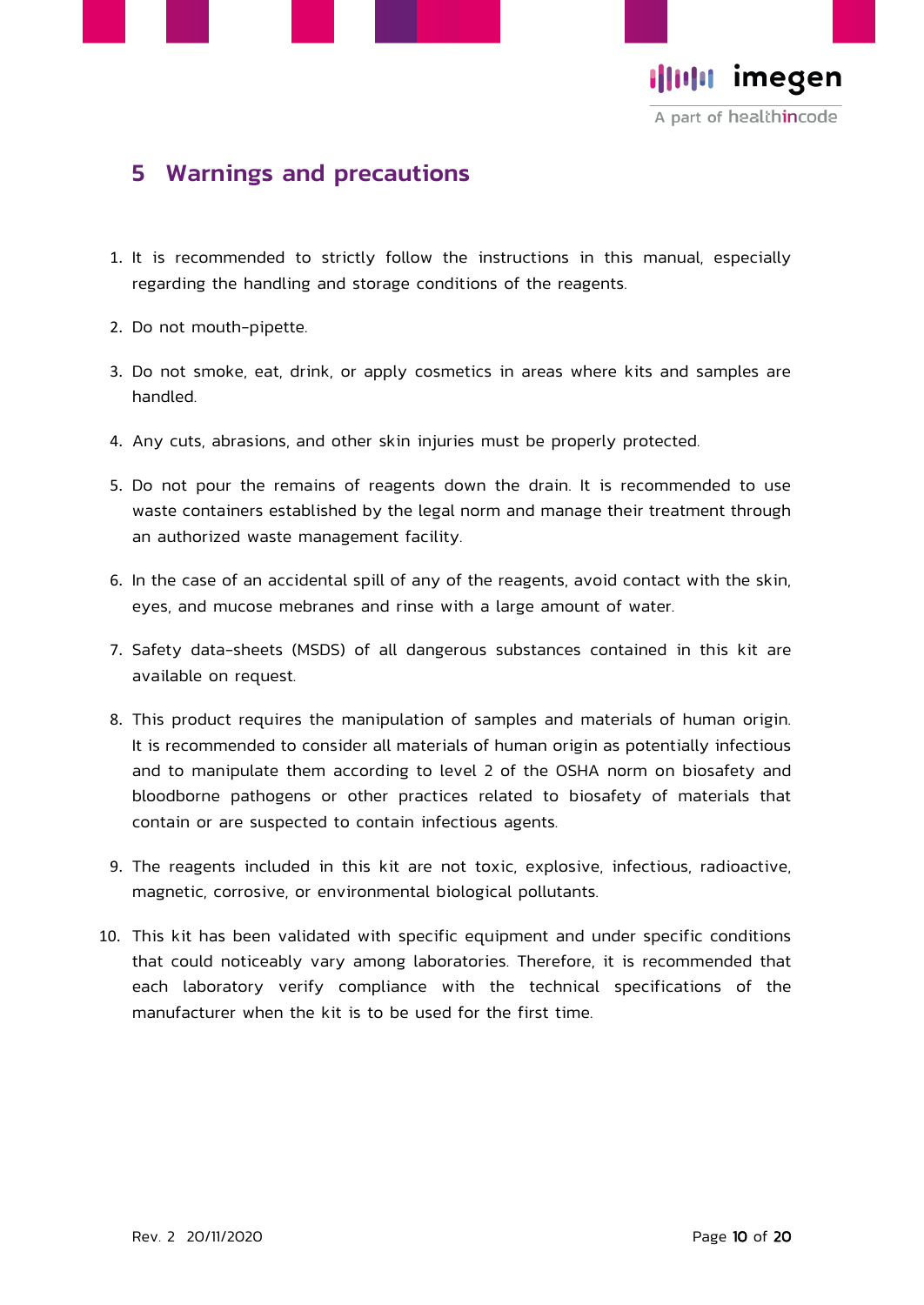# 5 Warnings and precautions

1. It is recommended to strictly follow the instructions in this manual, especially regarding the handling and storage conditions of the reagents.
2. Do not mouth-pipette.
3. Do not smoke, eat, drink, or apply cosmetics in areas where kits and samples are handled.
4. Any cuts, abrasions, and other skin injuries must be properly protected.
5. Do not pour the remains of reagents down the drain. It is recommended to use waste containers established by the legal norm and manage their treatment through an authorized waste management facility.
6. In the case of an accidental spill of any of the reagents, avoid contact with the skin, eyes, and mucose mebranes and rinse with a large amount of water.
7. Safety data-sheets (MSDS) of all dangerous substances contained in this kit are available on request.
8. This product requires the manipulation of samples and materials of human origin. It is recommended to consider all materials of human origin as potentially infectious and to manipulate them according to level 2 of the OSHA norm on biosafety and bloodborne pathogens or other practices related to biosafety of materials that contain or are suspected to contain infectious agents.
9. The reagents included in this kit are not toxic, explosive, infectious, radioactive, magnetic, corrosive, or environmental biological pollutants.
10. This kit has been validated with specific equipment and under specific conditions that could noticeably vary among laboratories. Therefore, it is recommended that each laboratory verify compliance with the technical specifications of the manufacturer when the kit is to be used for the first time.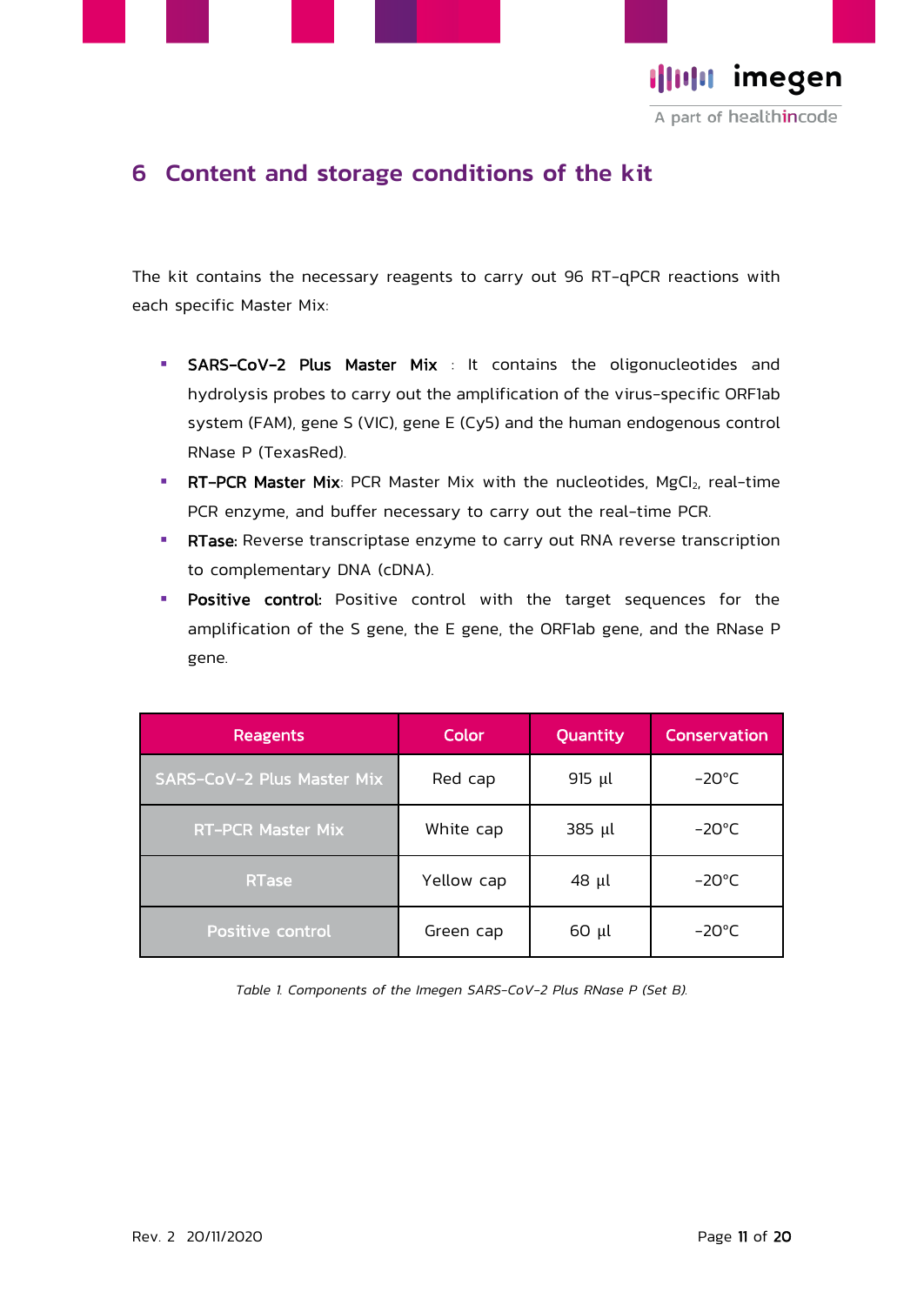## 6 Content and storage conditions of the kit

The kit contains the necessary reagents to carry out 96 RT-qPCR reactions with each specific Master Mix:

- **SARS-CoV-2 Plus Master Mix** : It contains the oligonucleotides and hydrolysis probes to carry out the amplification of the virus-specific ORF1ab system (FAM), gene S (VIC), gene E (Cy5) and the human endogenous control RNase P (TexasRed).
- **RT-PCR Master Mix**: PCR Master Mix with the nucleotides, $MgCl_2$, real-time PCR enzyme, and buffer necessary to carry out the real-time PCR.
- **RTase:** Reverse transcriptase enzyme to carry out RNA reverse transcription to complementary DNA (cDNA).
- **Positive control:** Positive control with the target sequences for the amplification of the S gene, the E gene, the ORF1ab gene, and the RNase P gene.

| Reagents | Color | Quantity | Conservation |
|---|---|---|---|
| SARS-CoV-2 Plus Master Mix | Red cap | 915 µl | -20°C |
| RT-PCR Master Mix | White cap | 385 µl | -20°C |
| RTase | Yellow cap | 48 µl | -20°C |
| Positive control | Green cap | 60 µl | -20°C |

*Table 1. Components of the Imegen SARS-CoV-2 Plus RNase P (Set B).*

Rev. 2 20/11/2020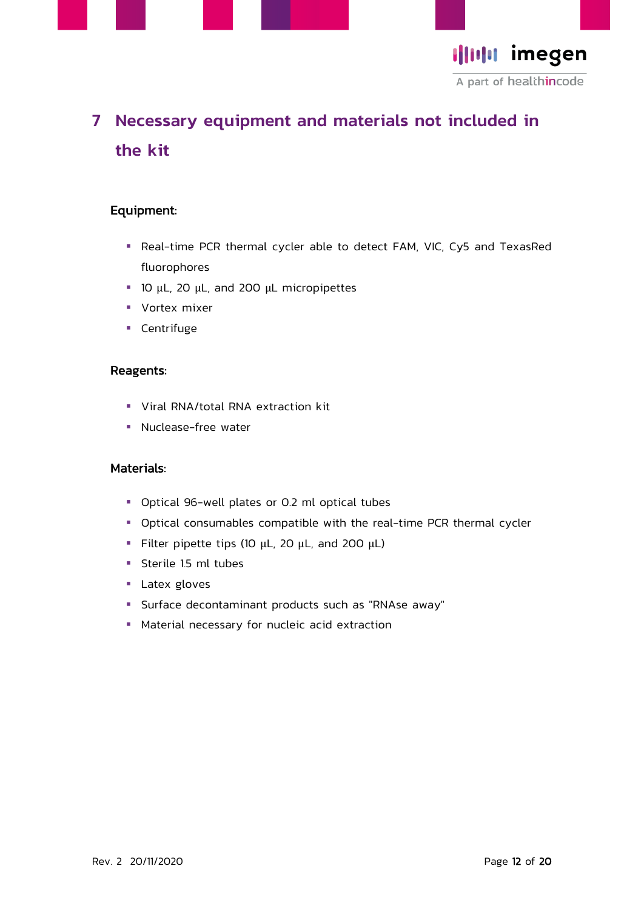# 7 Necessary equipment and materials not included in the kit

**Equipment:**

- Real-time PCR thermal cycler able to detect FAM, VIC, Cy5 and TexasRed fluorophores
- 10 µL, 20 µL, and 200 µL micropipettes
- Vortex mixer
- Centrifuge

**Reagents:**

- Viral RNA/total RNA extraction kit
- Nuclease-free water

**Materials:**

- Optical 96-well plates or 0.2 ml optical tubes
- Optical consumables compatible with the real-time PCR thermal cycler
- Filter pipette tips (10 µL, 20 µL, and 200 µL)
- Sterile 1.5 ml tubes
- Latex gloves
- Surface decontaminant products such as "RNAse away"
- Material necessary for nucleic acid extraction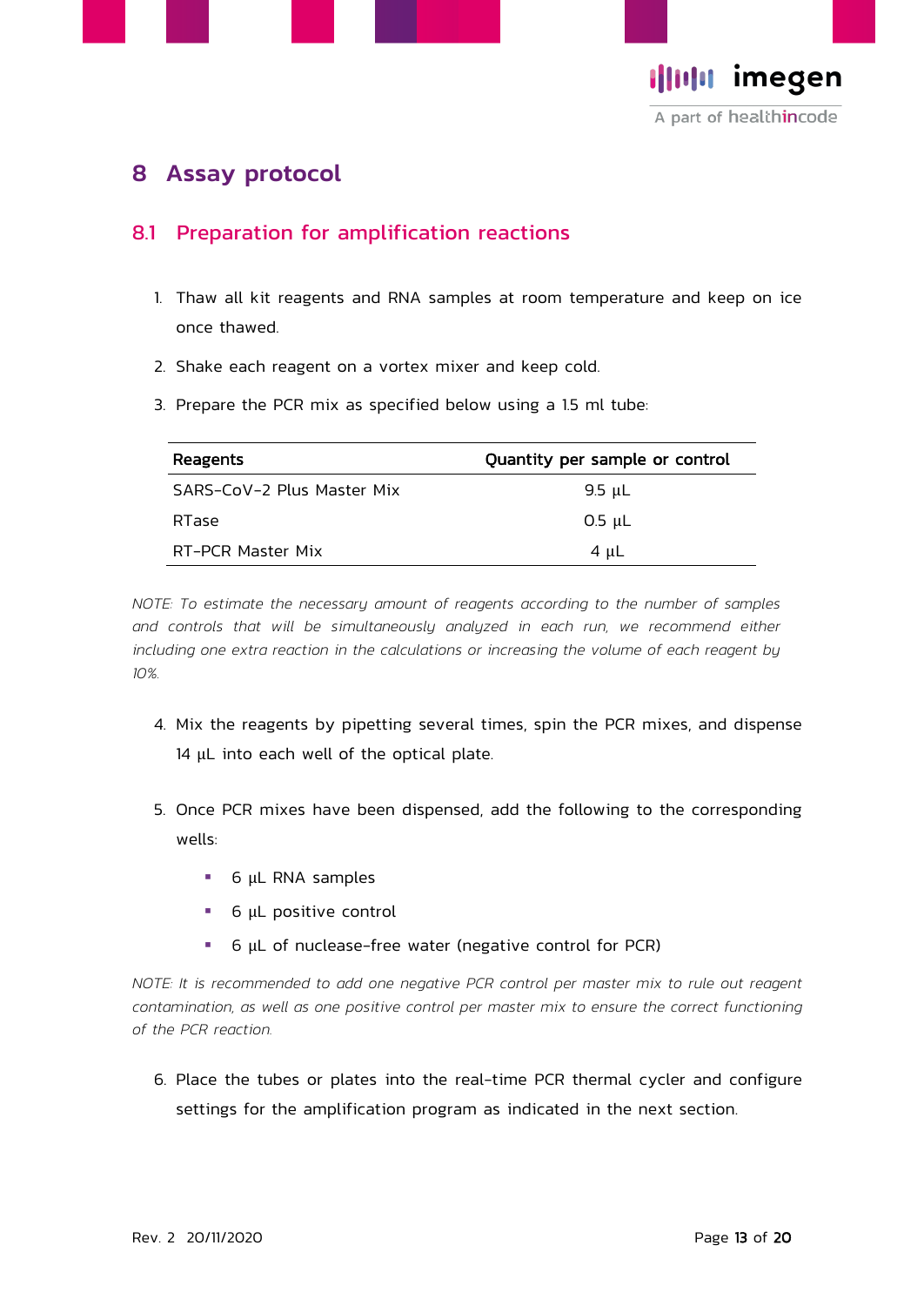# 8 Assay protocol

## 8.1 Preparation for amplification reactions

1. Thaw all kit reagents and RNA samples at room temperature and keep on ice once thawed.
2. Shake each reagent on a vortex mixer and keep cold.
3. Prepare the PCR mix as specified below using a 1.5 ml tube:

| Reagents | Quantity per sample or control |
|---|---|
| SARS-CoV-2 Plus Master Mix | 9.5 µL |
| RTase | 0.5 µL |
| RT-PCR Master Mix | 4 µL |

*NOTE: To estimate the necessary amount of reagents according to the number of samples and controls that will be simultaneously analyzed in each run, we recommend either including one extra reaction in the calculations or increasing the volume of each reagent by 10%.*

4. Mix the reagents by pipetting several times, spin the PCR mixes, and dispense 14 µL into each well of the optical plate.

5. Once PCR mixes have been dispensed, add the following to the corresponding wells:
   - 6 µL RNA samples
   - 6 µL positive control
   - 6 µL of nuclease-free water (negative control for PCR)

*NOTE: It is recommended to add one negative PCR control per master mix to rule out reagent contamination, as well as one positive control per master mix to ensure the correct functioning of the PCR reaction.*

6. Place the tubes or plates into the real-time PCR thermal cycler and configure settings for the amplification program as indicated in the next section.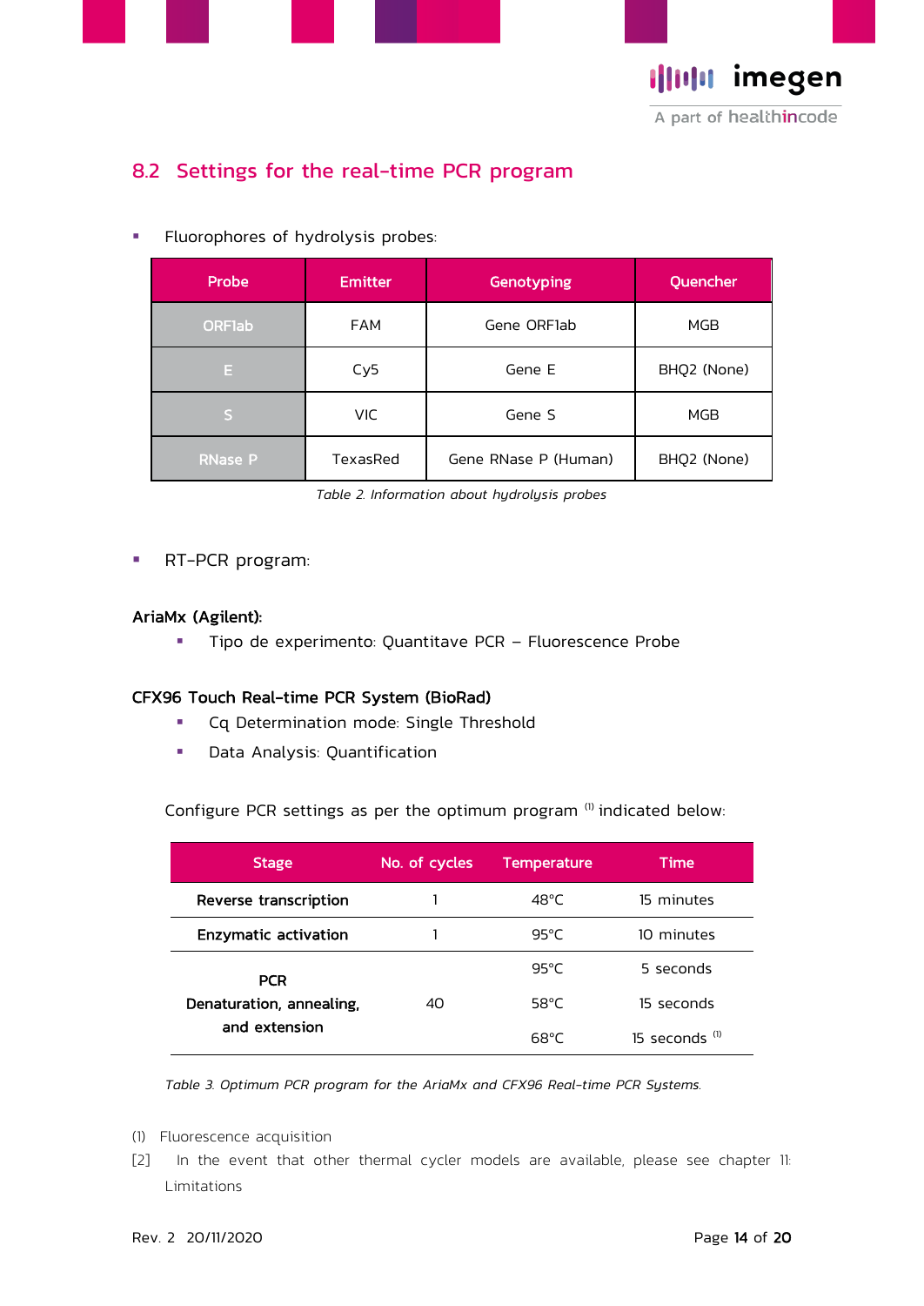## 8.2 Settings for the real-time PCR program

- Fluorophores of hydrolysis probes:

| Probe | Emitter | Genotyping | Quencher |
|---|---|---|---|
| ORF1ab | FAM | Gene ORF1ab | MGB |
| E | Cy5 | Gene E | BHQ2 (None) |
| S | VIC | Gene S | MGB |
| RNase P | TexasRed | Gene RNase P (Human) | BHQ2 (None) |

*Table 2. Information about hydrolysis probes*

- RT-PCR program:

**AriaMx (Agilent):**

- Tipo de experimento: Quantitave PCR – Fluorescence Probe

**CFX96 Touch Real-time PCR System (BioRad)**

- Cq Determination mode: Single Threshold
- Data Analysis: Quantification

Configure PCR settings as per the optimum program (1) indicated below:

| Stage | No. of cycles | Temperature | Time |
|---|---|---|---|
| **Reverse transcription** | 1 | 48°C | 15 minutes |
| **Enzymatic activation** | 1 | 95°C | 10 minutes |
| **PCR Denaturation, annealing, and extension** | 40 | 95°C | 5 seconds |
| | | 58°C | 15 seconds |
| | | 68°C | 15 seconds (1) |

*Table 3. Optimum PCR program for the AriaMx and CFX96 Real-time PCR Systems.*

(1) Fluorescence acquisition

[2] In the event that other thermal cycler models are available, please see chapter 11: Limitations

Rev. 2 20/11/2020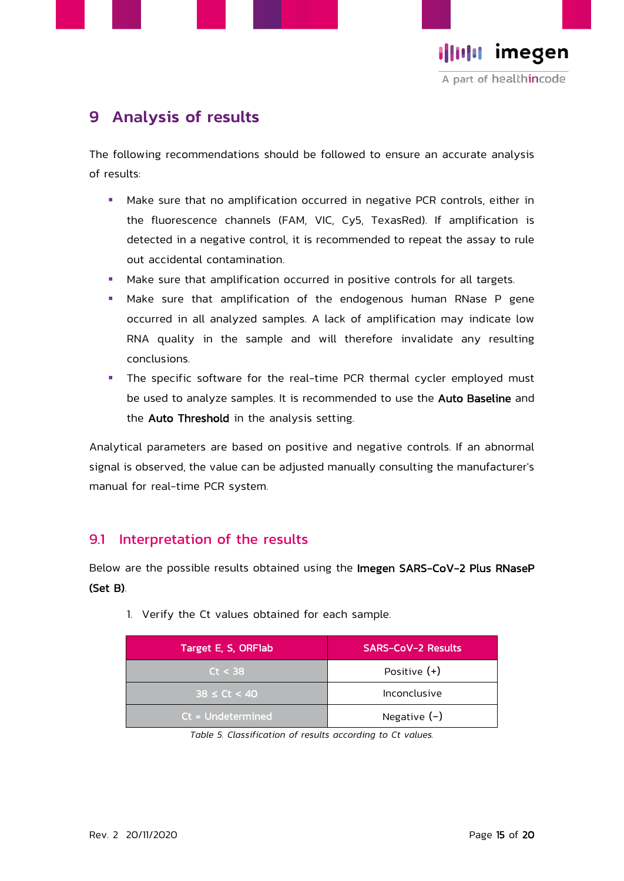# 9 Analysis of results

The following recommendations should be followed to ensure an accurate analysis of results:

- Make sure that no amplification occurred in negative PCR controls, either in the fluorescence channels (FAM, VIC, Cy5, TexasRed). If amplification is detected in a negative control, it is recommended to repeat the assay to rule out accidental contamination.
- Make sure that amplification occurred in positive controls for all targets.
- Make sure that amplification of the endogenous human RNase P gene occurred in all analyzed samples. A lack of amplification may indicate low RNA quality in the sample and will therefore invalidate any resulting conclusions.
- The specific software for the real-time PCR thermal cycler employed must be used to analyze samples. It is recommended to use the **Auto Baseline** and the **Auto Threshold** in the analysis setting.

Analytical parameters are based on positive and negative controls. If an abnormal signal is observed, the value can be adjusted manually consulting the manufacturer's manual for real-time PCR system.

## 9.1 Interpretation of the results

Below are the possible results obtained using the **Imegen SARS-CoV-2 Plus RNaseP (Set B)**.

1. Verify the Ct values obtained for each sample.

| Target E, S, ORF1ab | SARS-CoV-2 Results |
|---|---|
| Ct < 38 | Positive (+) |
| 38 ≤ Ct < 40 | Inconclusive |
| Ct = Undetermined | Negative (-) |

*Table 5. Classification of results according to Ct values.*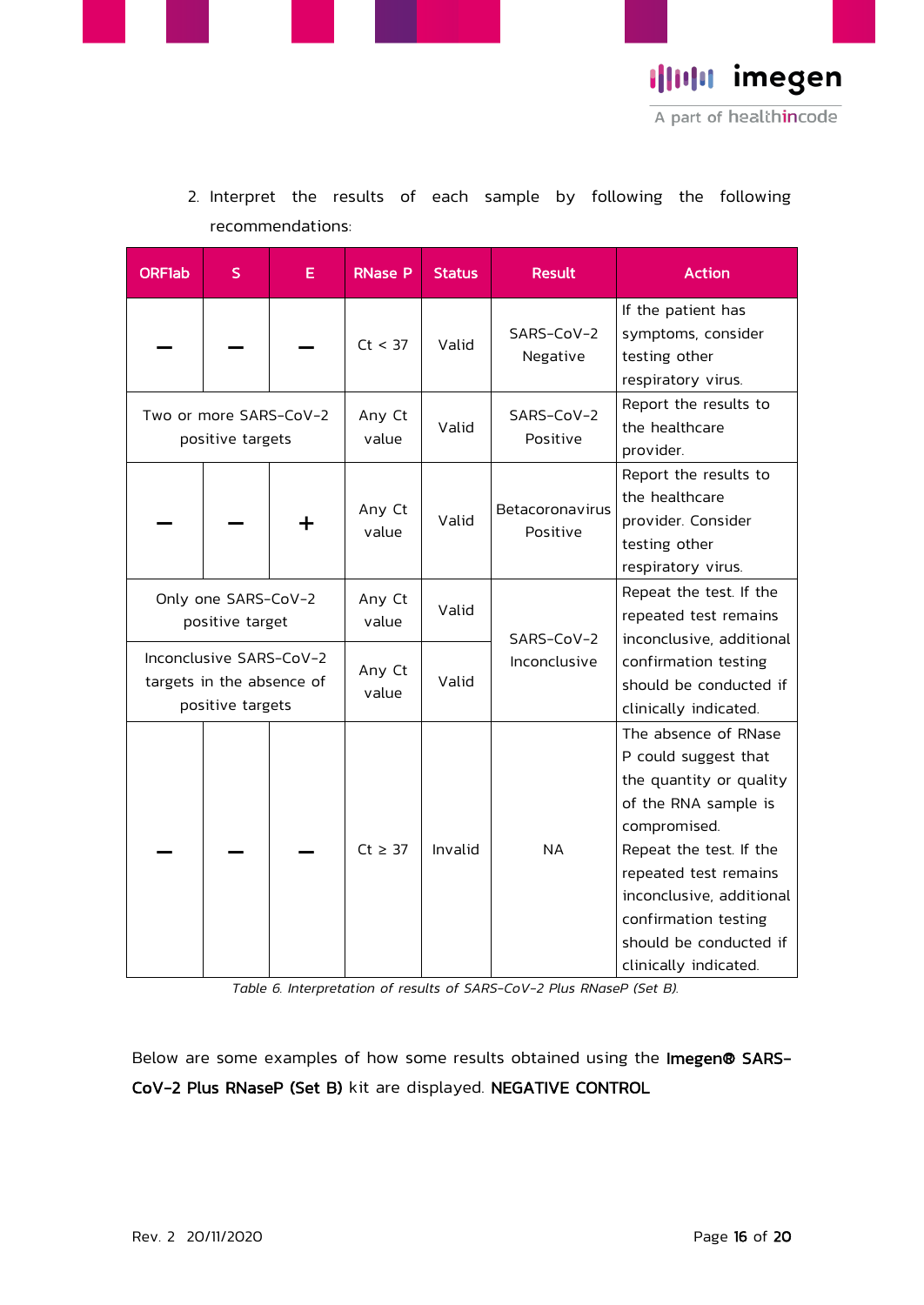2. Interpret the results of each sample by following the following recommendations:

| ORF1ab | S | E | RNase P | Status | Result | Action |
|---|---|---|---|---|---|---|
| − | − | − | Ct < 37 | Valid | SARS-CoV-2 Negative | If the patient has symptoms, consider testing other respiratory virus. |
| Two or more SARS-CoV-2 positive targets | | | Any Ct value | Valid | SARS-CoV-2 Positive | Report the results to the healthcare provider. |
| − | − | + | Any Ct value | Valid | Betacoronavirus Positive | Report the results to the healthcare provider. Consider testing other respiratory virus. |
| Only one SARS-CoV-2 positive target | | | Any Ct value | Valid | SARS-CoV-2 Inconclusive | Repeat the test. If the repeated test remains inconclusive, additional confirmation testing should be conducted if clinically indicated. |
| Inconclusive SARS-CoV-2 targets in the absence of positive targets | | | Any Ct value | Valid | | |
| − | − | − | Ct ≥ 37 | Invalid | NA | The absence of RNase P could suggest that the quantity or quality of the RNA sample is compromised. Repeat the test. If the repeated test remains inconclusive, additional confirmation testing should be conducted if clinically indicated. |

*Table 6. Interpretation of results of SARS-CoV-2 Plus RNaseP (Set B).*

Below are some examples of how some results obtained using the **Imegen® SARS-CoV-2 Plus RNaseP (Set B)** kit are displayed. **NEGATIVE CONTROL**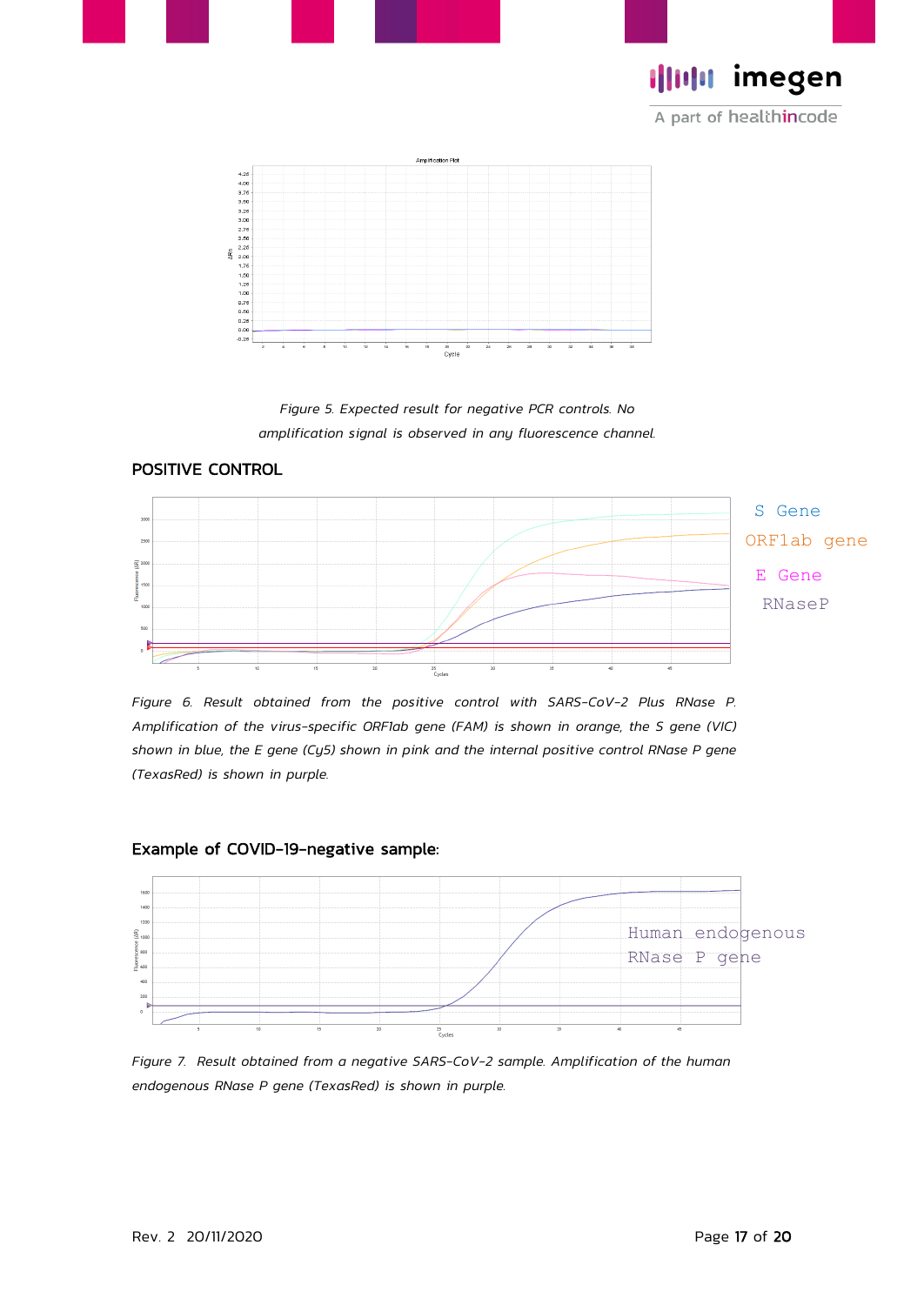*Figure 5. Expected result for negative PCR controls. No amplification signal is observed in any fluorescence channel.*

## POSITIVE CONTROL

S Gene

ORF1ab gene

E Gene

RNaseP

*Figure 6. Result obtained from the positive control with SARS-CoV-2 Plus RNase P. Amplification of the virus-specific ORF1ab gene (FAM) is shown in orange, the S gene (VIC) shown in blue, the E gene (Cy5) shown in pink and the internal positive control RNase P gene (TexasRed) is shown in purple.*

## Example of COVID-19-negative sample:

Human endogenous RNase P gene

*Figure 7. Result obtained from a negative SARS-CoV-2 sample. Amplification of the human endogenous RNase P gene (TexasRed) is shown in purple.*

Rev. 2 20/11/2020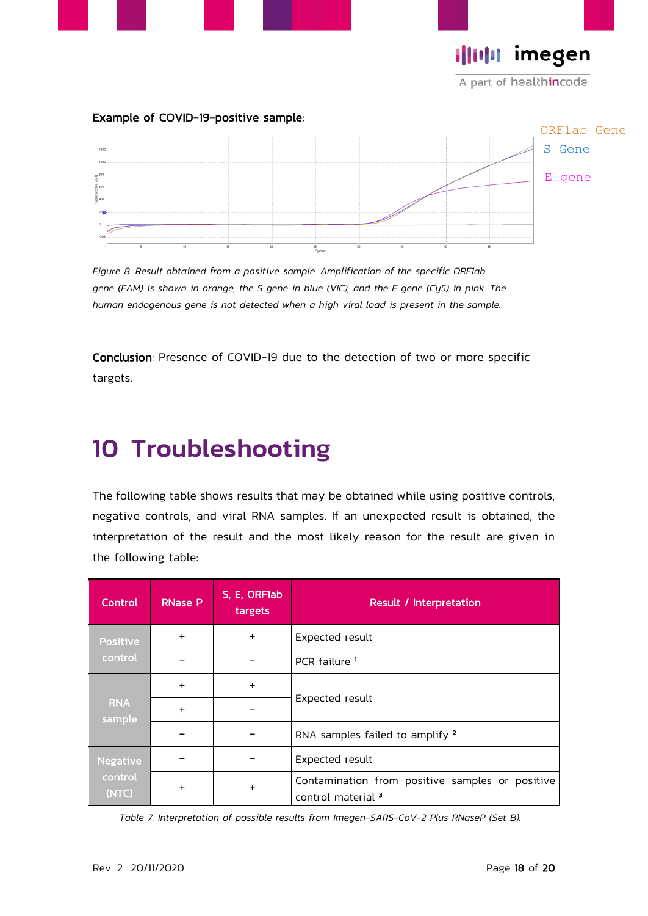**Example of COVID-19-positive sample:**

ORF1ab Gene
S Gene
E gene

*Figure 8. Result obtained from a positive sample. Amplification of the specific ORF1ab gene (FAM) is shown in orange, the S gene in blue (VIC), and the E gene (Cy5) in pink. The human endogenous gene is not detected when a high viral load is present in the sample.*

**Conclusion**: Presence of COVID-19 due to the detection of two or more specific targets.

# 10 Troubleshooting

The following table shows results that may be obtained while using positive controls, negative controls, and viral RNA samples. If an unexpected result is obtained, the interpretation of the result and the most likely reason for the result are given in the following table:

| Control | RNase P | S, E, ORF1ab targets | Result / Interpretation |
|---|---|---|---|
| Positive control | + | + | Expected result |
| | – | – | PCR failure [1] |
| RNA sample | + | + | Expected result |
| | + | – | |
| | – | – | RNA samples failed to amplify [2] |
| Negative control (NTC) | – | – | Expected result |
| | + | + | Contamination from positive samples or positive control material [3] |

*Table 7. Interpretation of possible results from Imegen-SARS-CoV-2 Plus RNaseP (Set B).*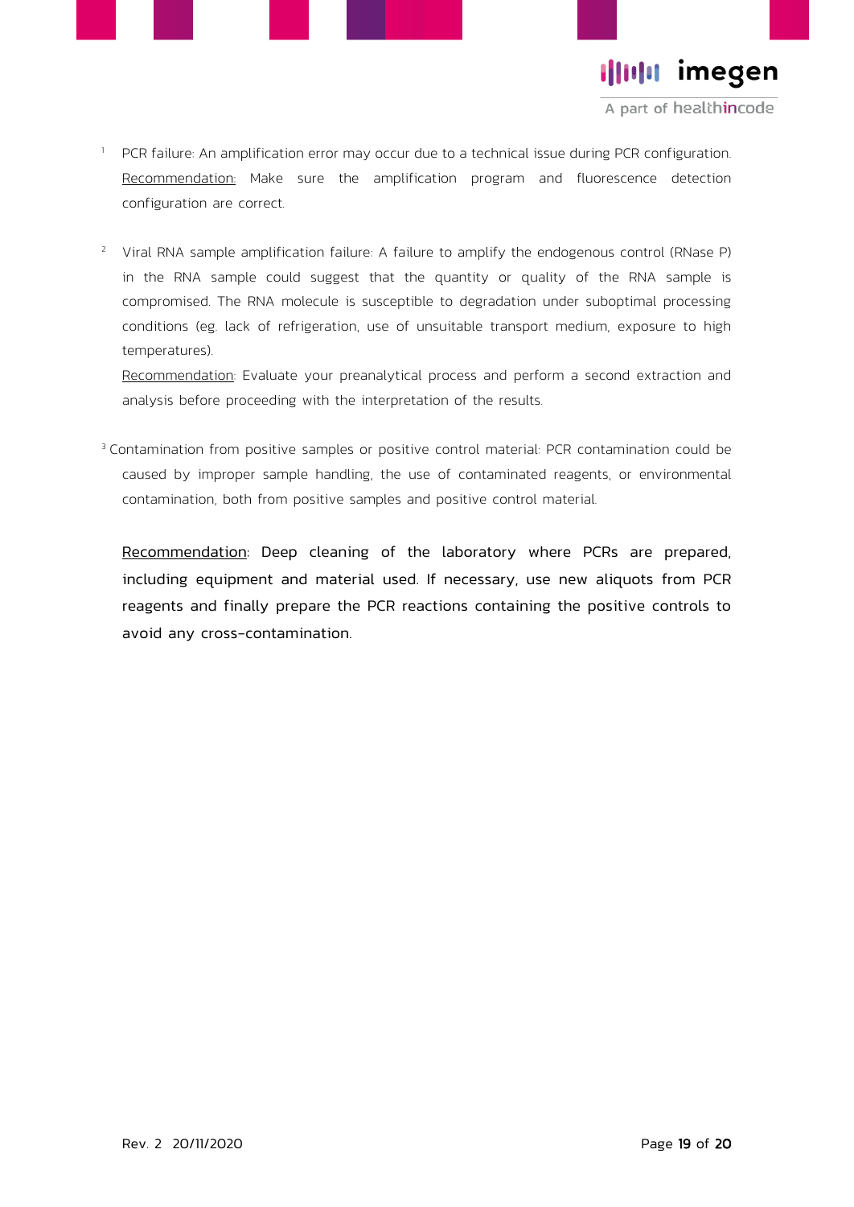[1] PCR failure: An amplification error may occur due to a technical issue during PCR configuration. Recommendation: Make sure the amplification program and fluorescence detection configuration are correct.

[2] Viral RNA sample amplification failure: A failure to amplify the endogenous control (RNase P) in the RNA sample could suggest that the quantity or quality of the RNA sample is compromised. The RNA molecule is susceptible to degradation under suboptimal processing conditions (eg. lack of refrigeration, use of unsuitable transport medium, exposure to high temperatures).

Recommendation: Evaluate your preanalytical process and perform a second extraction and analysis before proceeding with the interpretation of the results.

[3] Contamination from positive samples or positive control material: PCR contamination could be caused by improper sample handling, the use of contaminated reagents, or environmental contamination, both from positive samples and positive control material.

Recommendation: Deep cleaning of the laboratory where PCRs are prepared, including equipment and material used. If necessary, use new aliquots from PCR reagents and finally prepare the PCR reactions containing the positive controls to avoid any cross-contamination.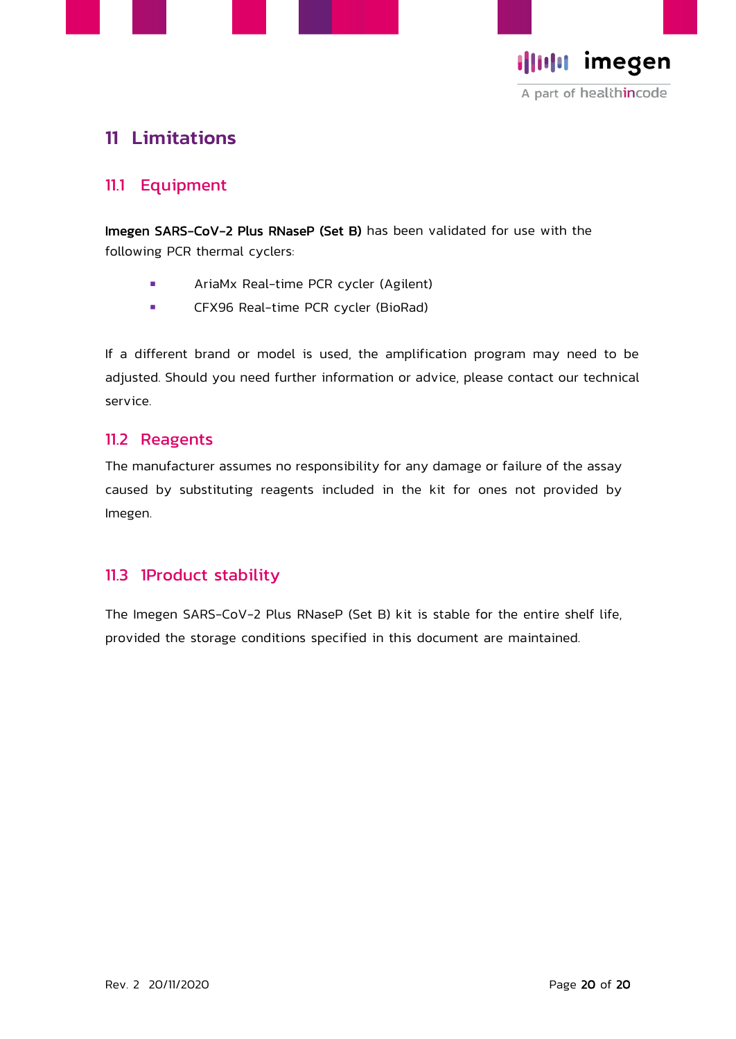# 11 Limitations

## 11.1 Equipment

**Imegen SARS-CoV-2 Plus RNaseP (Set B)** has been validated for use with the following PCR thermal cyclers:

- AriaMx Real-time PCR cycler (Agilent)
- CFX96 Real-time PCR cycler (BioRad)

If a different brand or model is used, the amplification program may need to be adjusted. Should you need further information or advice, please contact our technical service.

## 11.2 Reagents

The manufacturer assumes no responsibility for any damage or failure of the assay caused by substituting reagents included in the kit for ones not provided by Imegen.

## 11.3 1Product stability

The Imegen SARS-CoV-2 Plus RNaseP (Set B) kit is stable for the entire shelf life, provided the storage conditions specified in this document are maintained.

Rev. 2 20/11/2020